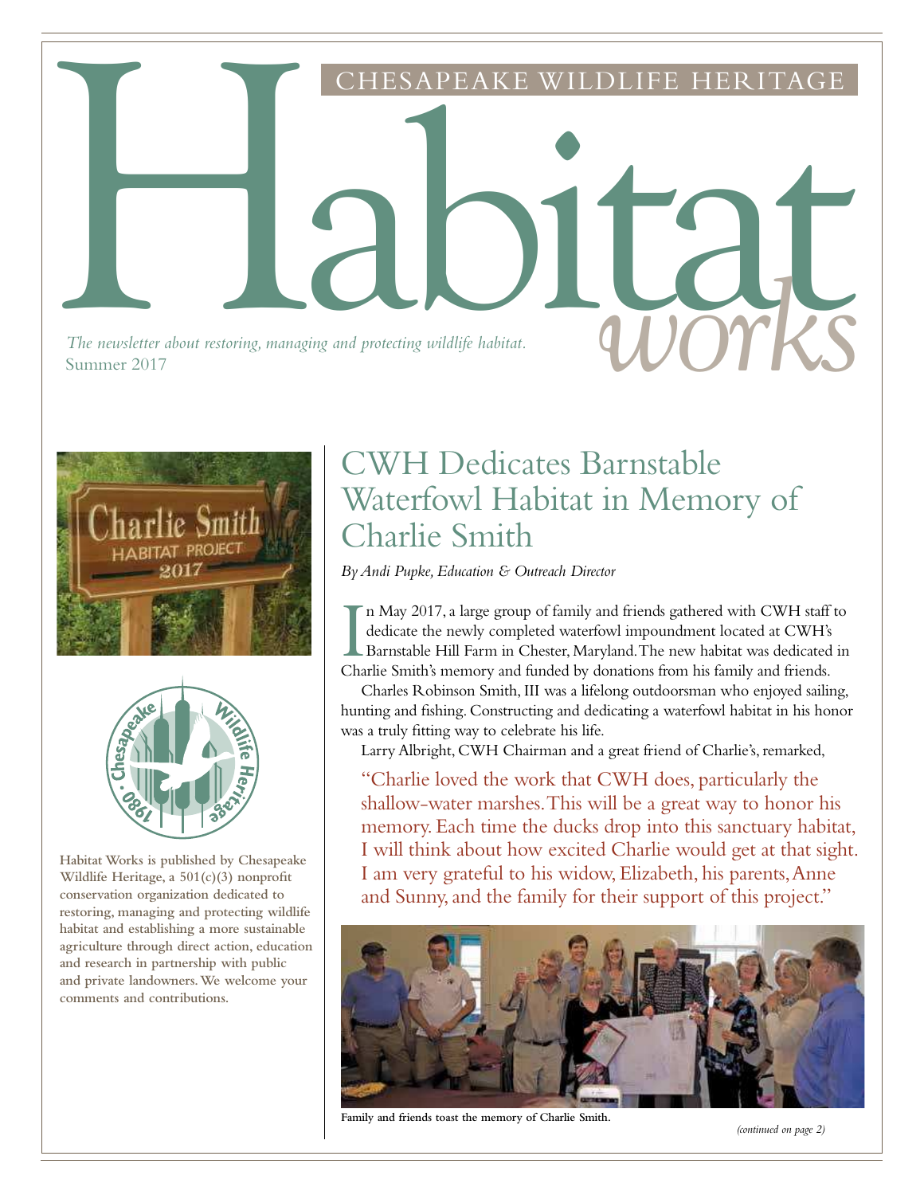CHESAPEAKE WILDLIFE HERITAGE

# Habitat works

*The newsletter about restoring, managing and protecting wildlife habitat.*
Summer 2017

**Habitat Works is published by Chesapeake Wildlife Heritage, a 501(c)(3) nonprofit conservation organization dedicated to restoring, managing and protecting wildlife habitat and establishing a more sustainable agriculture through direct action, education and research in partnership with public and private landowners. We welcome your comments and contributions.**

## CWH Dedicates Barnstable Waterfowl Habitat in Memory of Charlie Smith

*By Andi Pupke, Education & Outreach Director*

In May 2017, a large group of family and friends gathered with CWH staff to dedicate the newly completed waterfowl impoundment located at CWH's Barnstable Hill Farm in Chester, Maryland. The new habitat was dedicated in Charlie Smith's memory and funded by donations from his family and friends.

Charles Robinson Smith, III was a lifelong outdoorsman who enjoyed sailing, hunting and fishing. Constructing and dedicating a waterfowl habitat in his honor was a truly fitting way to celebrate his life.

Larry Albright, CWH Chairman and a great friend of Charlie's, remarked,

> "Charlie loved the work that CWH does, particularly the shallow-water marshes. This will be a great way to honor his memory. Each time the ducks drop into this sanctuary habitat, I will think about how excited Charlie would get at that sight. I am very grateful to his widow, Elizabeth, his parents, Anne and Sunny, and the family for their support of this project."

**Family and friends toast the memory of Charlie Smith.**

*(continued on page 2)*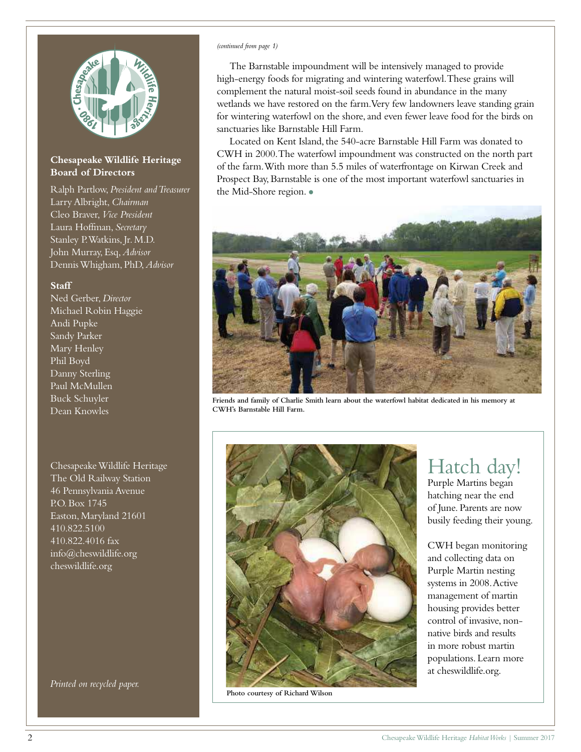*(continued from page 1)*

The Barnstable impoundment will be intensively managed to provide high-energy foods for migrating and wintering waterfowl. These grains will complement the natural moist-soil seeds found in abundance in the many wetlands we have restored on the farm. Very few landowners leave standing grain for wintering waterfowl on the shore, and even fewer leave food for the birds on sanctuaries like Barnstable Hill Farm.

Located on Kent Island, the 540-acre Barnstable Hill Farm was donated to CWH in 2000. The waterfowl impoundment was constructed on the north part of the farm. With more than 5.5 miles of waterfrontage on Kirwan Creek and Prospect Bay, Barnstable is one of the most important waterfowl sanctuaries in the Mid-Shore region. ●

**Friends and family of Charlie Smith learn about the waterfowl habitat dedicated in his memory at CWH's Barnstable Hill Farm.**

## Hatch day!

Purple Martins began hatching near the end of June. Parents are now busily feeding their young.

CWH began monitoring and collecting data on Purple Martin nesting systems in 2008. Active management of martin housing provides better control of invasive, non-native birds and results in more robust martin populations. Learn more at cheswildlife.org.

**Photo courtesy of Richard Wilson**

### Chesapeake Wildlife Heritage Board of Directors

Ralph Partlow, *President and Treasurer*
Larry Albright, *Chairman*
Cleo Braver, *Vice President*
Laura Hoffman, *Secretary*
Stanley P. Watkins, Jr. M.D.
John Murray, Esq, *Advisor*
Dennis Whigham, PhD, *Advisor*

### Staff

Ned Gerber, *Director*
Michael Robin Haggie
Andi Pupke
Sandy Parker
Mary Henley
Phil Boyd
Danny Sterling
Paul McMullen
Buck Schuyler
Dean Knowles

Chesapeake Wildlife Heritage
The Old Railway Station
46 Pennsylvania Avenue
P.O. Box 1745
Easton, Maryland 21601
410.822.5100
410.822.4016 fax
info@cheswildlife.org
cheswildlife.org

*Printed on recycled paper.*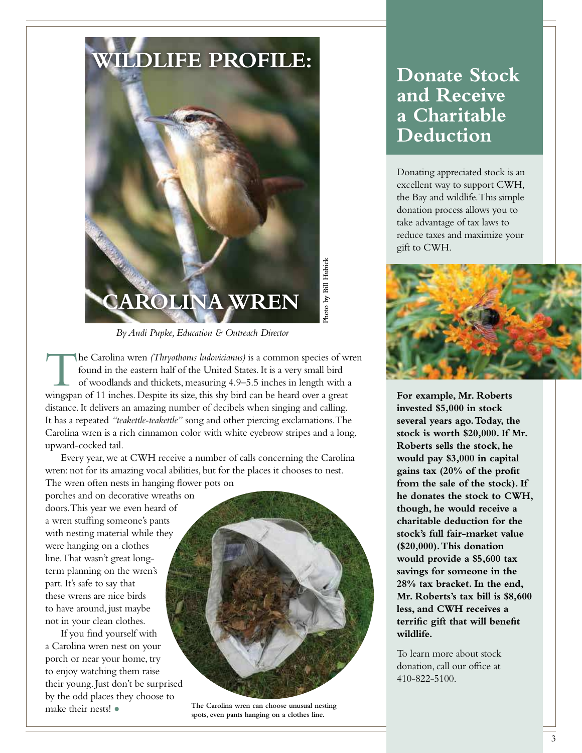# WILDLIFE PROFILE: CAROLINA WREN

Photo by Bill Hubick

*By Andi Pupke, Education & Outreach Director*

The Carolina wren *(Thryothorus ludovicianus)* is a common species of wren found in the eastern half of the United States. It is a very small bird of woodlands and thickets, measuring 4.9–5.5 inches in length with a wingspan of 11 inches. Despite its size, this shy bird can be heard over a great distance. It delivers an amazing number of decibels when singing and calling. It has a repeated *"teakettle-teakettle"* song and other piercing exclamations. The Carolina wren is a rich cinnamon color with white eyebrow stripes and a long, upward-cocked tail.

Every year, we at CWH receive a number of calls concerning the Carolina wren: not for its amazing vocal abilities, but for the places it chooses to nest. The wren often nests in hanging flower pots on porches and on decorative wreaths on doors. This year we even heard of a wren stuffing someone's pants with nesting material while they were hanging on a clothes line. That wasn't great long-term planning on the wren's part. It's safe to say that these wrens are nice birds to have around, just maybe not in your clean clothes.

If you find yourself with a Carolina wren nest on your porch or near your home, try to enjoy watching them raise their young. Just don't be surprised by the odd places they choose to make their nests! ●

**The Carolina wren can choose unusual nesting spots, even pants hanging on a clothes line.**

## Donate Stock and Receive a Charitable Deduction

Donating appreciated stock is an excellent way to support CWH, the Bay and wildlife. This simple donation process allows you to take advantage of tax laws to reduce taxes and maximize your gift to CWH.

**For example, Mr. Roberts invested $5,000 in stock several years ago. Today, the stock is worth $20,000. If Mr. Roberts sells the stock, he would pay $3,000 in capital gains tax (20% of the profit from the sale of the stock). If he donates the stock to CWH, though, he would receive a charitable deduction for the stock's full fair-market value ($20,000). This donation would provide a $5,600 tax savings for someone in the 28% tax bracket. In the end, Mr. Roberts's tax bill is $8,600 less, and CWH receives a terrific gift that will benefit wildlife.**

To learn more about stock donation, call our office at 410-822-5100.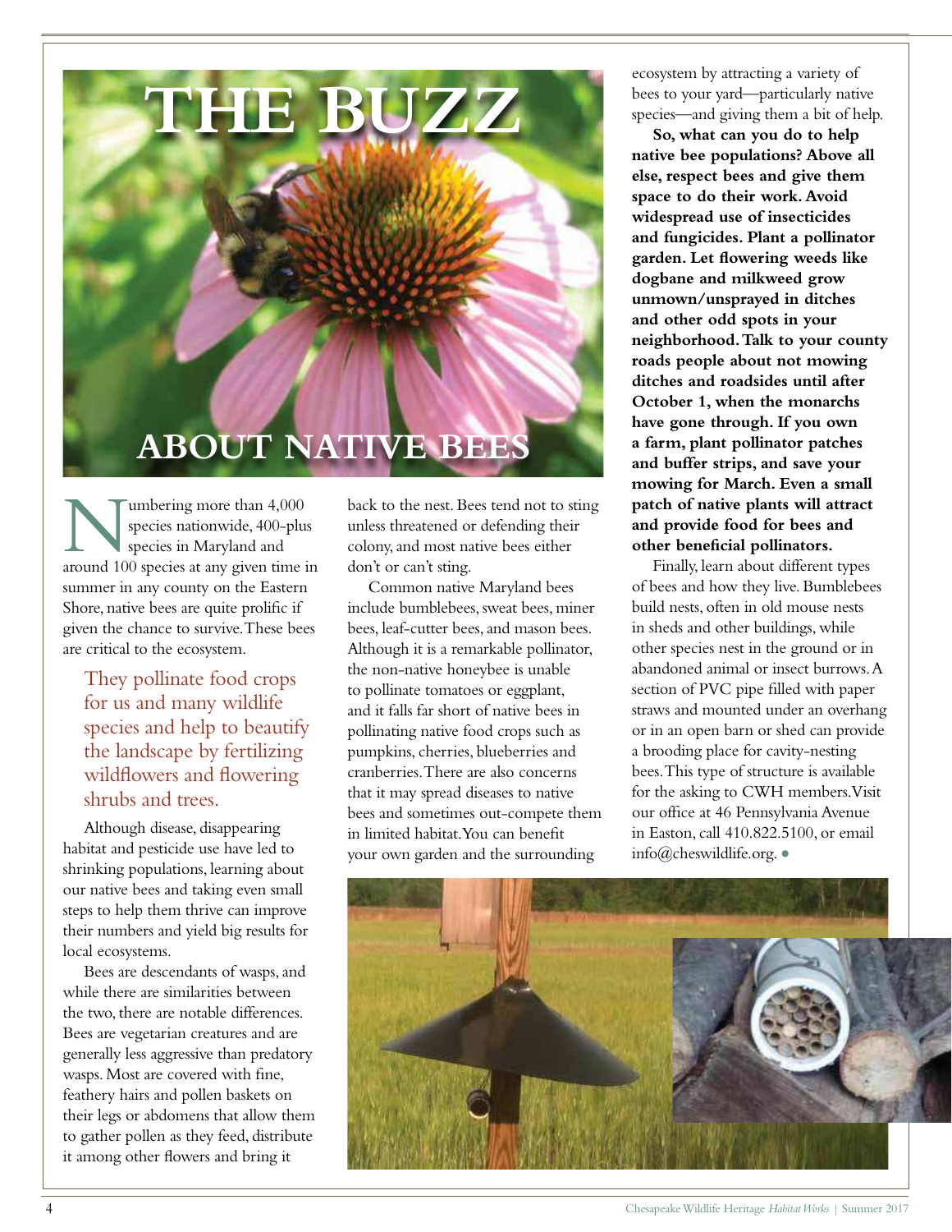# THE BUZZ ABOUT NATIVE BEES

Numbering more than 4,000 species nationwide, 400-plus species in Maryland and around 100 species at any given time in summer in any county on the Eastern Shore, native bees are quite prolific if given the chance to survive. These bees are critical to the ecosystem.

> They pollinate food crops for us and many wildlife species and help to beautify the landscape by fertilizing wildflowers and flowering shrubs and trees.

Although disease, disappearing habitat and pesticide use have led to shrinking populations, learning about our native bees and taking even small steps to help them thrive can improve their numbers and yield big results for local ecosystems.

Bees are descendants of wasps, and while there are similarities between the two, there are notable differences. Bees are vegetarian creatures and are generally less aggressive than predatory wasps. Most are covered with fine, feathery hairs and pollen baskets on their legs or abdomens that allow them to gather pollen as they feed, distribute it among other flowers and bring it back to the nest. Bees tend not to sting unless threatened or defending their colony, and most native bees either don't or can't sting.

Common native Maryland bees include bumblebees, sweat bees, miner bees, leaf-cutter bees, and mason bees. Although it is a remarkable pollinator, the non-native honeybee is unable to pollinate tomatoes or eggplant, and it falls far short of native bees in pollinating native food crops such as pumpkins, cherries, blueberries and cranberries. There are also concerns that it may spread diseases to native bees and sometimes out-compete them in limited habitat. You can benefit your own garden and the surrounding ecosystem by attracting a variety of bees to your yard—particularly native species—and giving them a bit of help.

**So, what can you do to help native bee populations? Above all else, respect bees and give them space to do their work. Avoid widespread use of insecticides and fungicides. Plant a pollinator garden. Let flowering weeds like dogbane and milkweed grow unmown/unsprayed in ditches and other odd spots in your neighborhood. Talk to your county roads people about not mowing ditches and roadsides until after October 1, when the monarchs have gone through. If you own a farm, plant pollinator patches and buffer strips, and save your mowing for March. Even a small patch of native plants will attract and provide food for bees and other beneficial pollinators.**

Finally, learn about different types of bees and how they live. Bumblebees build nests, often in old mouse nests in sheds and other buildings, while other species nest in the ground or in abandoned animal or insect burrows. A section of PVC pipe filled with paper straws and mounted under an overhang or in an open barn or shed can provide a brooding place for cavity-nesting bees. This type of structure is available for the asking to CWH members. Visit our office at 46 Pennsylvania Avenue in Easton, call 410.822.5100, or email info@cheswildlife.org. •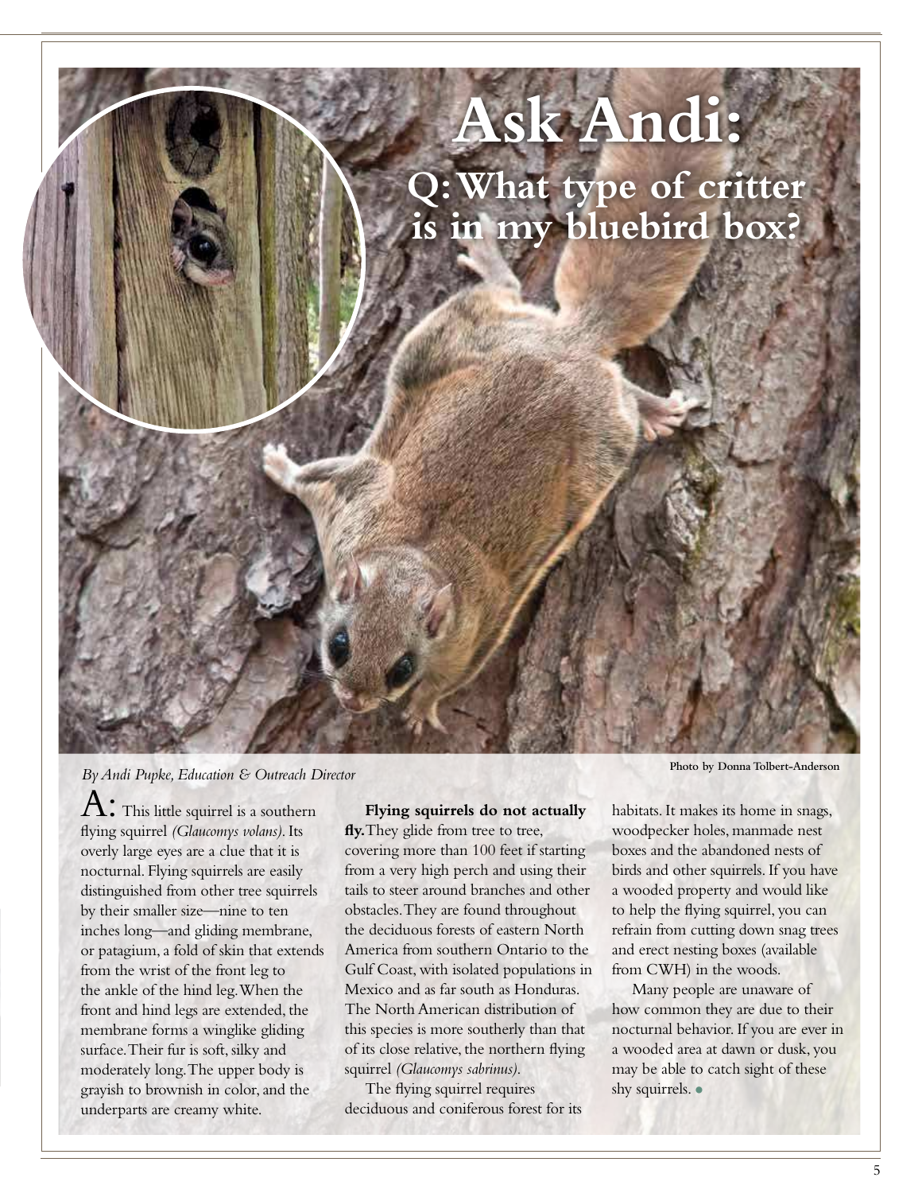# Ask Andi:

## Q: What type of critter is in my bluebird box?

*By Andi Pupke, Education & Outreach Director*

Photo by Donna Tolbert-Anderson

A: This little squirrel is a southern flying squirrel *(Glaucomys volans)*. Its overly large eyes are a clue that it is nocturnal. Flying squirrels are easily distinguished from other tree squirrels by their smaller size—nine to ten inches long—and gliding membrane, or patagium, a fold of skin that extends from the wrist of the front leg to the ankle of the hind leg. When the front and hind legs are extended, the membrane forms a winglike gliding surface. Their fur is soft, silky and moderately long. The upper body is grayish to brownish in color, and the underparts are creamy white.

**Flying squirrels do not actually fly.** They glide from tree to tree, covering more than 100 feet if starting from a very high perch and using their tails to steer around branches and other obstacles. They are found throughout the deciduous forests of eastern North America from southern Ontario to the Gulf Coast, with isolated populations in Mexico and as far south as Honduras. The North American distribution of this species is more southerly than that of its close relative, the northern flying squirrel *(Glaucomys sabrinus)*.

The flying squirrel requires deciduous and coniferous forest for its habitats. It makes its home in snags, woodpecker holes, manmade nest boxes and the abandoned nests of birds and other squirrels. If you have a wooded property and would like to help the flying squirrel, you can refrain from cutting down snag trees and erect nesting boxes (available from CWH) in the woods.

Many people are unaware of how common they are due to their nocturnal behavior. If you are ever in a wooded area at dawn or dusk, you may be able to catch sight of these shy squirrels.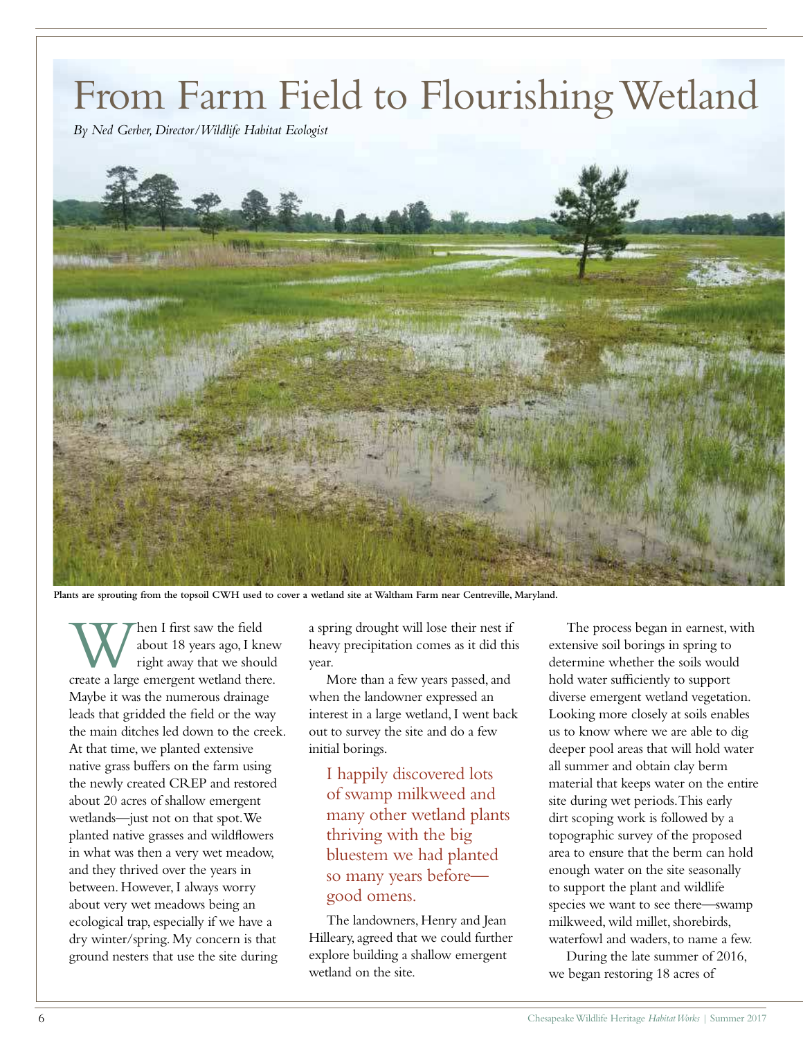# From Farm Field to Flourishing Wetland

*By Ned Gerber, Director/Wildlife Habitat Ecologist*

**Plants are sprouting from the topsoil CWH used to cover a wetland site at Waltham Farm near Centreville, Maryland.**

When I first saw the field about 18 years ago, I knew right away that we should create a large emergent wetland there. Maybe it was the numerous drainage leads that gridded the field or the way the main ditches led down to the creek. At that time, we planted extensive native grass buffers on the farm using the newly created CREP and restored about 20 acres of shallow emergent wetlands—just not on that spot. We planted native grasses and wildflowers in what was then a very wet meadow, and they thrived over the years in between. However, I always worry about very wet meadows being an ecological trap, especially if we have a dry winter/spring. My concern is that ground nesters that use the site during a spring drought will lose their nest if heavy precipitation comes as it did this year.

More than a few years passed, and when the landowner expressed an interest in a large wetland, I went back out to survey the site and do a few initial borings.

> I happily discovered lots of swamp milkweed and many other wetland plants thriving with the big bluestem we had planted so many years before—good omens.

The landowners, Henry and Jean Hilleary, agreed that we could further explore building a shallow emergent wetland on the site.

The process began in earnest, with extensive soil borings in spring to determine whether the soils would hold water sufficiently to support diverse emergent wetland vegetation. Looking more closely at soils enables us to know where we are able to dig deeper pool areas that will hold water all summer and obtain clay berm material that keeps water on the entire site during wet periods. This early dirt scoping work is followed by a topographic survey of the proposed area to ensure that the berm can hold enough water on the site seasonally to support the plant and wildlife species we want to see there—swamp milkweed, wild millet, shorebirds, waterfowl and waders, to name a few.

During the late summer of 2016, we began restoring 18 acres of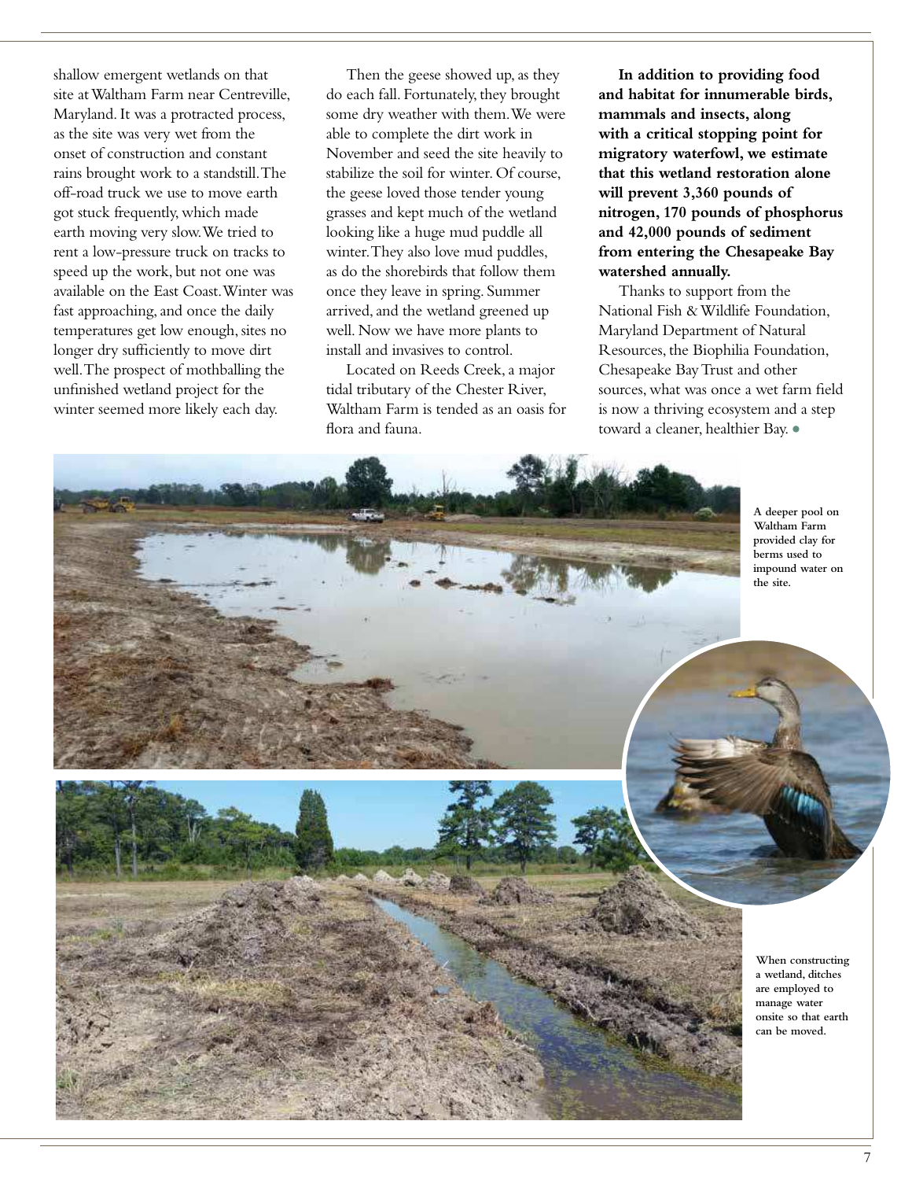shallow emergent wetlands on that site at Waltham Farm near Centreville, Maryland. It was a protracted process, as the site was very wet from the onset of construction and constant rains brought work to a standstill. The off-road truck we use to move earth got stuck frequently, which made earth moving very slow. We tried to rent a low-pressure truck on tracks to speed up the work, but not one was available on the East Coast. Winter was fast approaching, and once the daily temperatures get low enough, sites no longer dry sufficiently to move dirt well. The prospect of mothballing the unfinished wetland project for the winter seemed more likely each day.

Then the geese showed up, as they do each fall. Fortunately, they brought some dry weather with them. We were able to complete the dirt work in November and seed the site heavily to stabilize the soil for winter. Of course, the geese loved those tender young grasses and kept much of the wetland looking like a huge mud puddle all winter. They also love mud puddles, as do the shorebirds that follow them once they leave in spring. Summer arrived, and the wetland greened up well. Now we have more plants to install and invasives to control.

Located on Reeds Creek, a major tidal tributary of the Chester River, Waltham Farm is tended as an oasis for flora and fauna.

**In addition to providing food and habitat for innumerable birds, mammals and insects, along with a critical stopping point for migratory waterfowl, we estimate that this wetland restoration alone will prevent 3,360 pounds of nitrogen, 170 pounds of phosphorus and 42,000 pounds of sediment from entering the Chesapeake Bay watershed annually.**

Thanks to support from the National Fish & Wildlife Foundation, Maryland Department of Natural Resources, the Biophilia Foundation, Chesapeake Bay Trust and other sources, what was once a wet farm field is now a thriving ecosystem and a step toward a cleaner, healthier Bay. ●

**A deeper pool on Waltham Farm provided clay for berms used to impound water on the site.**

**When constructing a wetland, ditches are employed to manage water onsite so that earth can be moved.**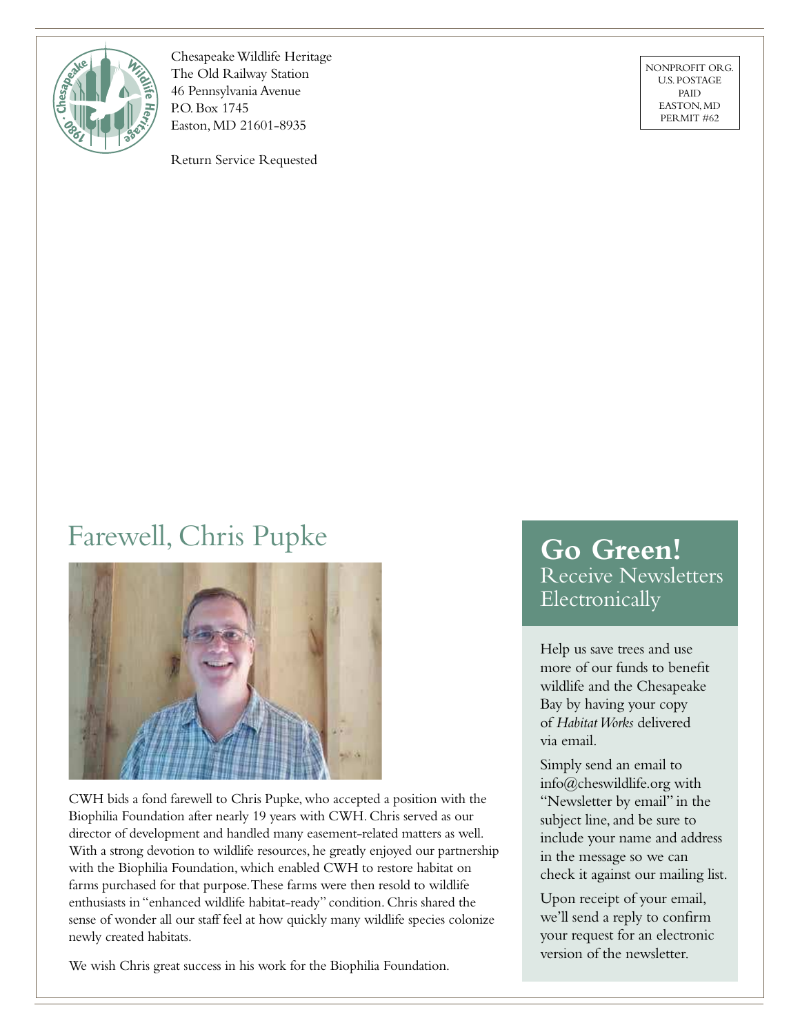Chesapeake Wildlife Heritage
The Old Railway Station
46 Pennsylvania Avenue
P.O. Box 1745
Easton, MD 21601-8935

Return Service Requested

NONPROFIT ORG.
U.S. POSTAGE
PAID
EASTON, MD
PERMIT #62

## Farewell, Chris Pupke

CWH bids a fond farewell to Chris Pupke, who accepted a position with the Biophilia Foundation after nearly 19 years with CWH. Chris served as our director of development and handled many easement-related matters as well. With a strong devotion to wildlife resources, he greatly enjoyed our partnership with the Biophilia Foundation, which enabled CWH to restore habitat on farms purchased for that purpose. These farms were then resold to wildlife enthusiasts in "enhanced wildlife habitat-ready" condition. Chris shared the sense of wonder all our staff feel at how quickly many wildlife species colonize newly created habitats.

We wish Chris great success in his work for the Biophilia Foundation.

## Go Green!
### Receive Newsletters Electronically

Help us save trees and use more of our funds to benefit wildlife and the Chesapeake Bay by having your copy of *Habitat Works* delivered via email.

Simply send an email to info@cheswildlife.org with "Newsletter by email" in the subject line, and be sure to include your name and address in the message so we can check it against our mailing list.

Upon receipt of your email, we'll send a reply to confirm your request for an electronic version of the newsletter.